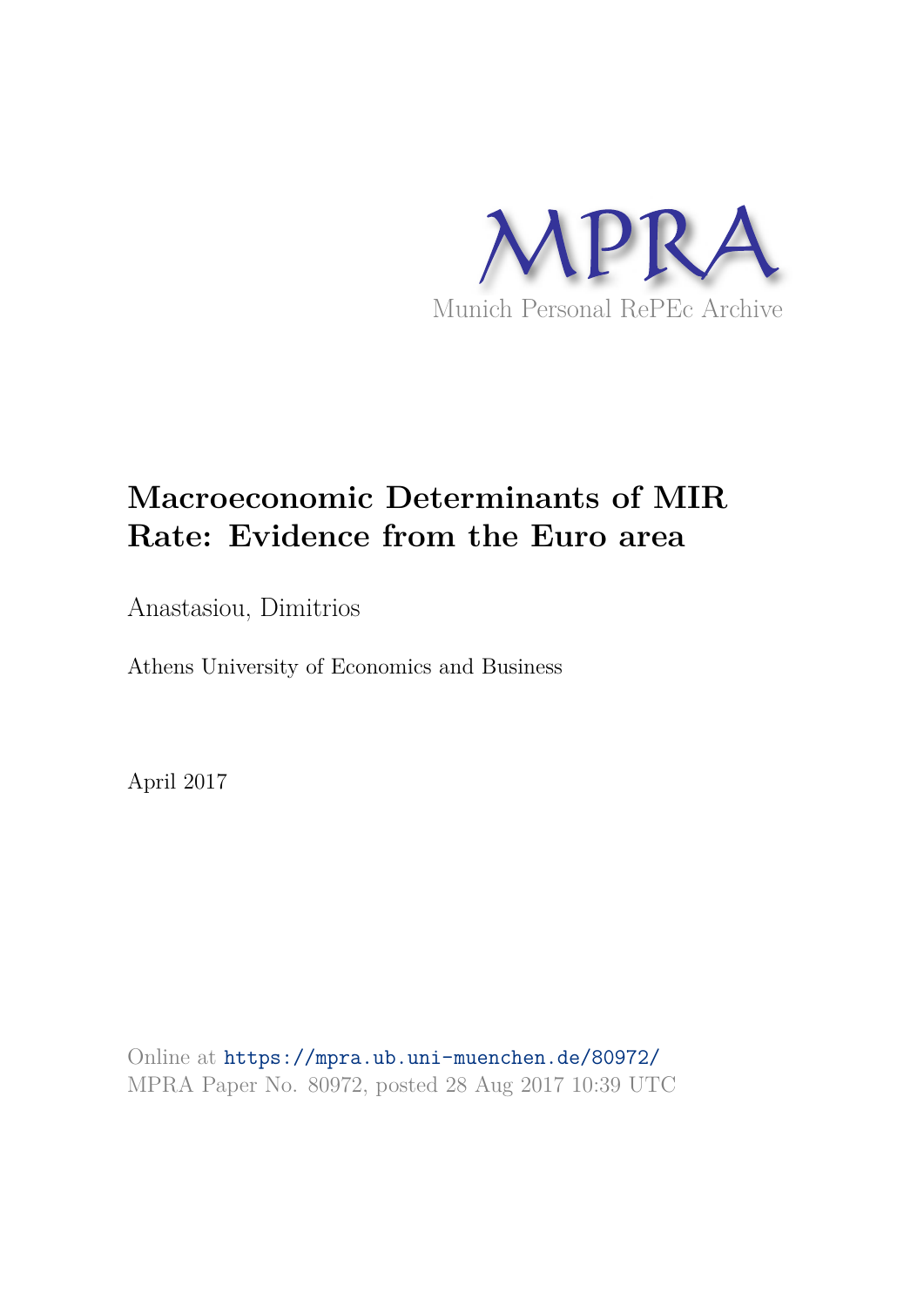MPRA

Munich Personal RePEc Archive

# Macroeconomic Determinants of MIR Rate: Evidence from the Euro area

Anastasiou, Dimitrios

Athens University of Economics and Business

April 2017

Online at https://mpra.ub.uni-muenchen.de/80972/
MPRA Paper No. 80972, posted 28 Aug 2017 10:39 UTC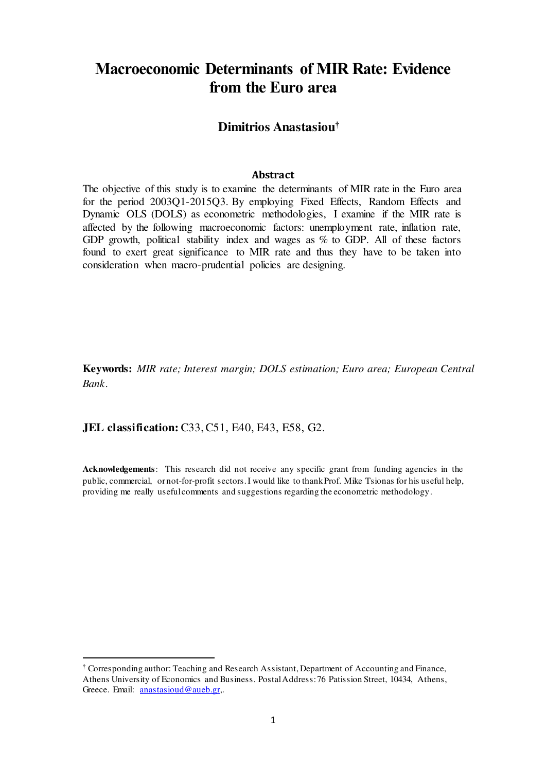# Macroeconomic Determinants of MIR Rate: Evidence from the Euro area

### Dimitrios Anastasiou[†]

#### Abstract

The objective of this study is to examine the determinants of MIR rate in the Euro area for the period 2003Q1-2015Q3. By employing Fixed Effects, Random Effects and Dynamic OLS (DOLS) as econometric methodologies, I examine if the MIR rate is affected by the following macroeconomic factors: unemployment rate, inflation rate, GDP growth, political stability index and wages as % to GDP. All of these factors found to exert great significance to MIR rate and thus they have to be taken into consideration when macro-prudential policies are designing.

**Keywords:** *MIR rate; Interest margin; DOLS estimation; Euro area; European Central Bank*.

**JEL classification:** C33, C51, E40, E43, E58, G2.

**Acknowledgements**: This research did not receive any specific grant from funding agencies in the public, commercial, or not-for-profit sectors. I would like to thank Prof. Mike Tsionas for his useful help, providing me really useful comments and suggestions regarding the econometric methodology.

---

[†] Corresponding author: Teaching and Research Assistant, Department of Accounting and Finance, Athens University of Economics and Business. Postal Address: 76 Patission Street, 10434, Athens, Greece. Email: anastasioud@aueb.gr,.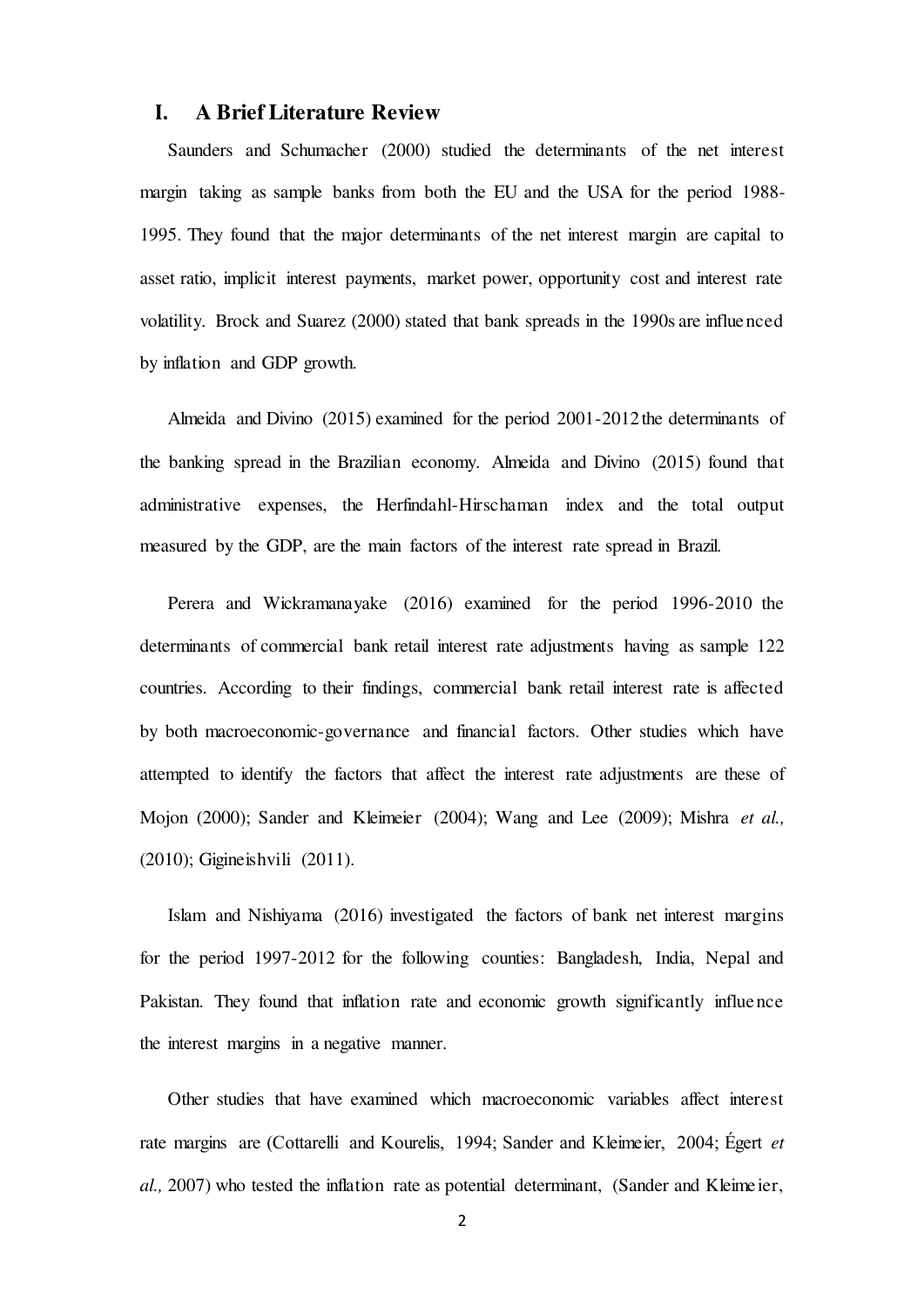## I. A Brief Literature Review

Saunders and Schumacher (2000) studied the determinants of the net interest margin taking as sample banks from both the EU and the USA for the period 1988-1995. They found that the major determinants of the net interest margin are capital to asset ratio, implicit interest payments, market power, opportunity cost and interest rate volatility. Brock and Suarez (2000) stated that bank spreads in the 1990s are influenced by inflation and GDP growth.

Almeida and Divino (2015) examined for the period 2001-2012 the determinants of the banking spread in the Brazilian economy. Almeida and Divino (2015) found that administrative expenses, the Herfindahl-Hirschaman index and the total output measured by the GDP, are the main factors of the interest rate spread in Brazil.

Perera and Wickramanayake (2016) examined for the period 1996-2010 the determinants of commercial bank retail interest rate adjustments having as sample 122 countries. According to their findings, commercial bank retail interest rate is affected by both macroeconomic-governance and financial factors. Other studies which have attempted to identify the factors that affect the interest rate adjustments are these of Mojon (2000); Sander and Kleimeier (2004); Wang and Lee (2009); Mishra *et al.,* (2010); Gigineishvili (2011).

Islam and Nishiyama (2016) investigated the factors of bank net interest margins for the period 1997-2012 for the following counties: Bangladesh, India, Nepal and Pakistan. They found that inflation rate and economic growth significantly influence the interest margins in a negative manner.

Other studies that have examined which macroeconomic variables affect interest rate margins are (Cottarelli and Kourelis, 1994; Sander and Kleimeier, 2004; Égert *et al.,* 2007) who tested the inflation rate as potential determinant, (Sander and Kleimeier,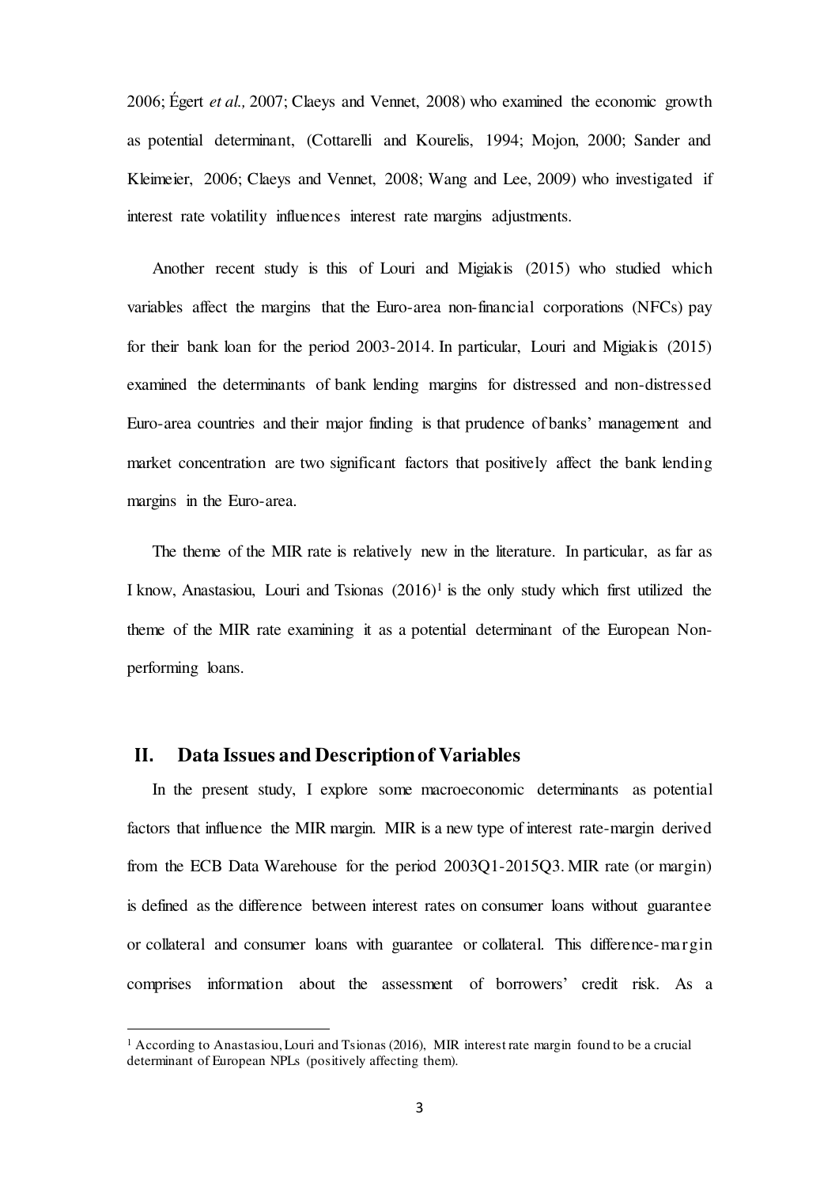2006; Égert *et al.,* 2007; Claeys and Vennet, 2008) who examined the economic growth as potential determinant, (Cottarelli and Kourelis, 1994; Mojon, 2000; Sander and Kleimeier, 2006; Claeys and Vennet, 2008; Wang and Lee, 2009) who investigated if interest rate volatility influences interest rate margins adjustments.

Another recent study is this of Louri and Migiakis (2015) who studied which variables affect the margins that the Euro-area non-financial corporations (NFCs) pay for their bank loan for the period 2003-2014. In particular, Louri and Migiakis (2015) examined the determinants of bank lending margins for distressed and non-distressed Euro-area countries and their major finding is that prudence of banks' management and market concentration are two significant factors that positively affect the bank lending margins in the Euro-area.

The theme of the MIR rate is relatively new in the literature. In particular, as far as I know, Anastasiou, Louri and Tsionas (2016)[1] is the only study which first utilized the theme of the MIR rate examining it as a potential determinant of the European Non-performing loans.

## II. Data Issues and Description of Variables

In the present study, I explore some macroeconomic determinants as potential factors that influence the MIR margin. MIR is a new type of interest rate-margin derived from the ECB Data Warehouse for the period 2003Q1-2015Q3. MIR rate (or margin) is defined as the difference between interest rates on consumer loans without guarantee or collateral and consumer loans with guarantee or collateral. This difference-margin comprises information about the assessment of borrowers' credit risk. As a

[1] According to Anastasiou, Louri and Tsionas (2016), MIR interest rate margin found to be a crucial determinant of European NPLs (positively affecting them).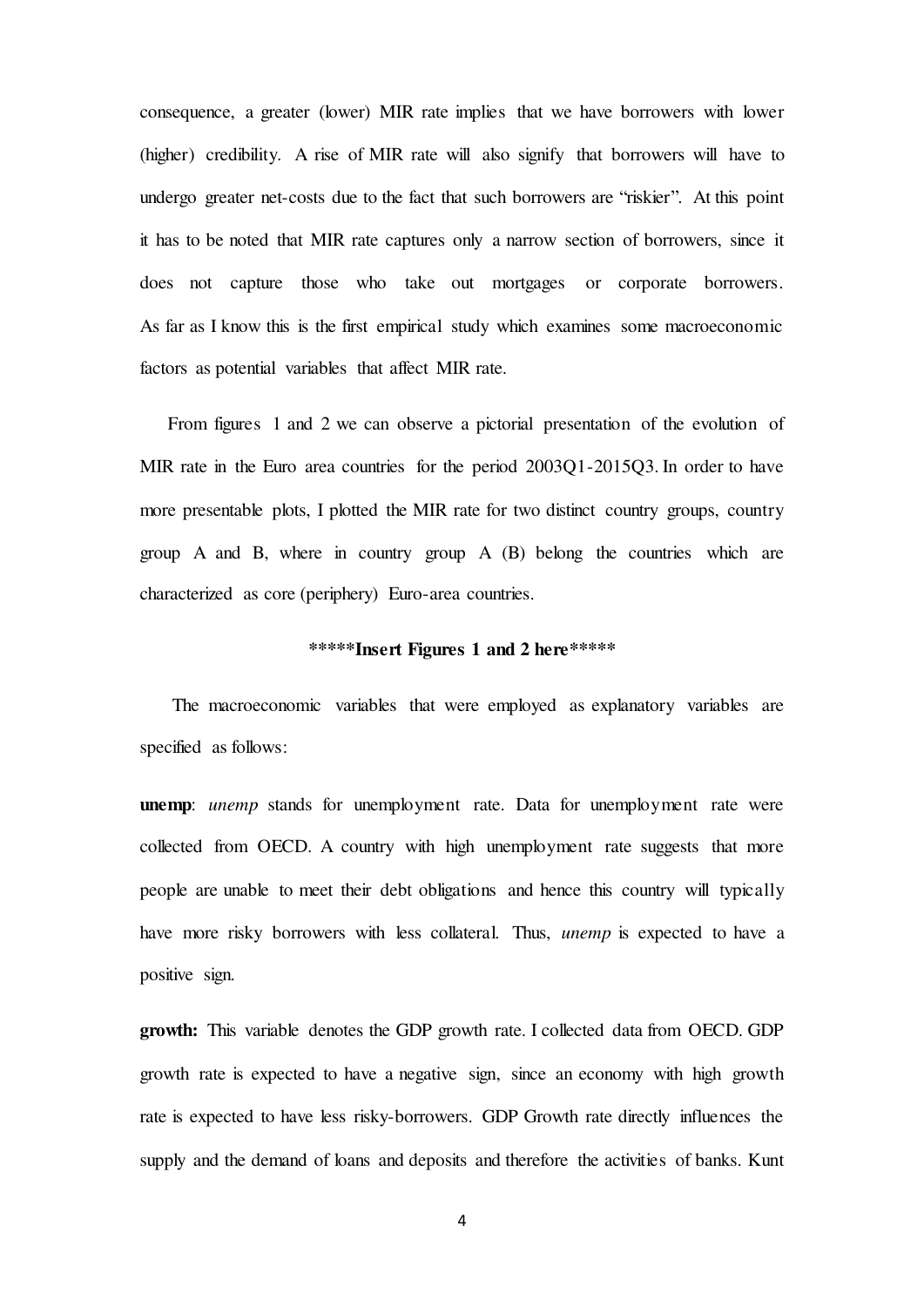consequence, a greater (lower) MIR rate implies that we have borrowers with lower (higher) credibility. A rise of MIR rate will also signify that borrowers will have to undergo greater net-costs due to the fact that such borrowers are "riskier". At this point it has to be noted that MIR rate captures only a narrow section of borrowers, since it does not capture those who take out mortgages or corporate borrowers. As far as I know this is the first empirical study which examines some macroeconomic factors as potential variables that affect MIR rate.

From figures 1 and 2 we can observe a pictorial presentation of the evolution of MIR rate in the Euro area countries for the period 2003Q1-2015Q3. In order to have more presentable plots, I plotted the MIR rate for two distinct country groups, country group A and B, where in country group A (B) belong the countries which are characterized as core (periphery) Euro-area countries.

**\*\*\*\*\*Insert Figures 1 and 2 here\*\*\*\*\***

The macroeconomic variables that were employed as explanatory variables are specified as follows:

**unemp**: *unemp* stands for unemployment rate. Data for unemployment rate were collected from OECD. A country with high unemployment rate suggests that more people are unable to meet their debt obligations and hence this country will typically have more risky borrowers with less collateral. Thus, *unemp* is expected to have a positive sign.

**growth:** This variable denotes the GDP growth rate. I collected data from OECD. GDP growth rate is expected to have a negative sign, since an economy with high growth rate is expected to have less risky-borrowers. GDP Growth rate directly influences the supply and the demand of loans and deposits and therefore the activities of banks. Kunt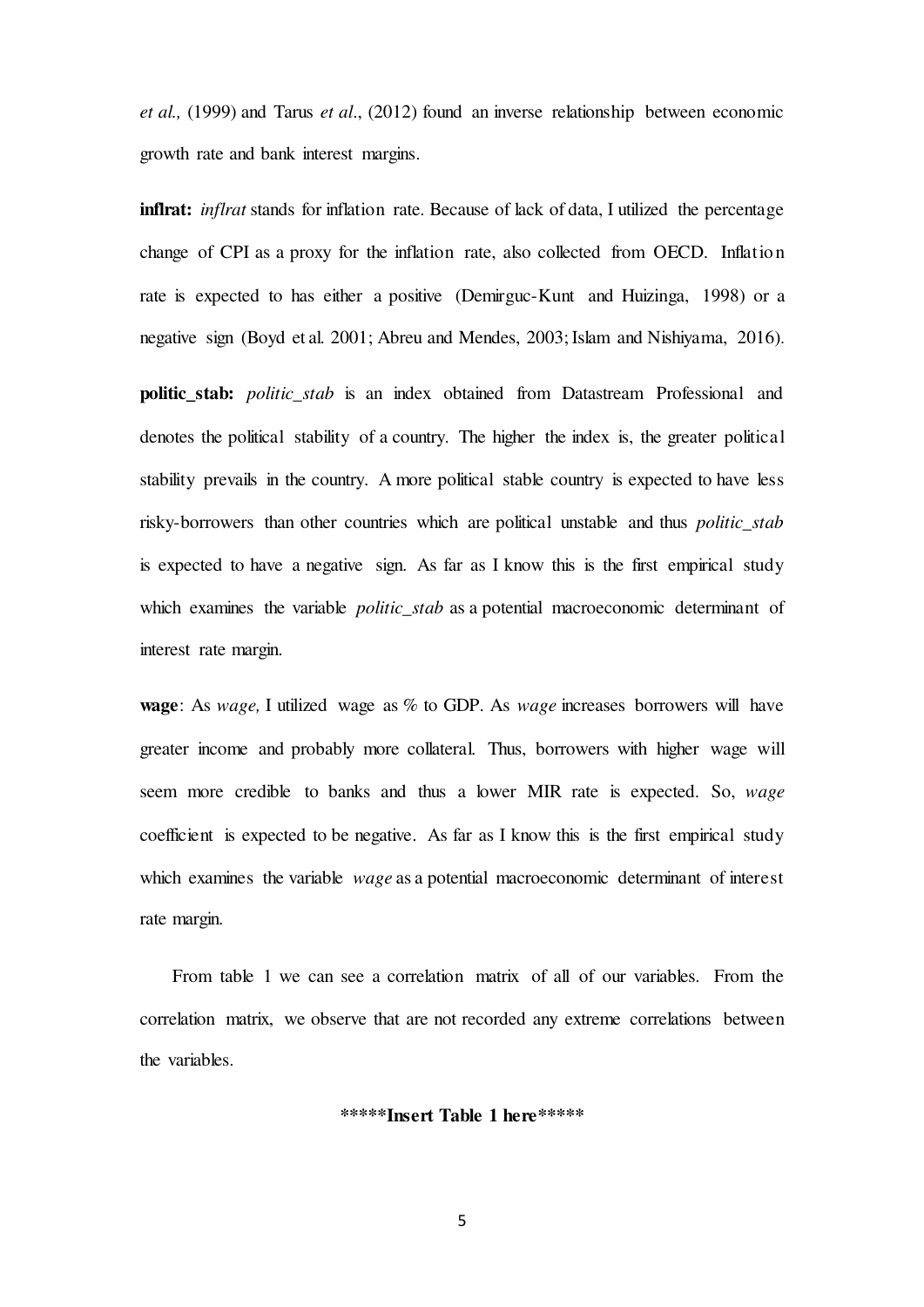*et al.,* (1999) and Tarus *et al*., (2012) found an inverse relationship between economic growth rate and bank interest margins.

**inflrat:** *inflrat* stands for inflation rate. Because of lack of data, I utilized the percentage change of CPI as a proxy for the inflation rate, also collected from OECD. Inflation rate is expected to has either a positive (Demirguc-Kunt and Huizinga, 1998) or a negative sign (Boyd et al. 2001; Abreu and Mendes, 2003; Islam and Nishiyama, 2016).

**politic_stab:** *politic_stab* is an index obtained from Datastream Professional and denotes the political stability of a country. The higher the index is, the greater political stability prevails in the country. A more political stable country is expected to have less risky-borrowers than other countries which are political unstable and thus *politic_stab* is expected to have a negative sign. As far as I know this is the first empirical study which examines the variable *politic_stab* as a potential macroeconomic determinant of interest rate margin.

**wage**: As *wage,* I utilized wage as % to GDP. As *wage* increases borrowers will have greater income and probably more collateral. Thus, borrowers with higher wage will seem more credible to banks and thus a lower MIR rate is expected. So, *wage* coefficient is expected to be negative. As far as I know this is the first empirical study which examines the variable *wage* as a potential macroeconomic determinant of interest rate margin.

From table 1 we can see a correlation matrix of all of our variables. From the correlation matrix, we observe that are not recorded any extreme correlations between the variables.

**\*\*\*\*\*Insert Table 1 here\*\*\*\*\***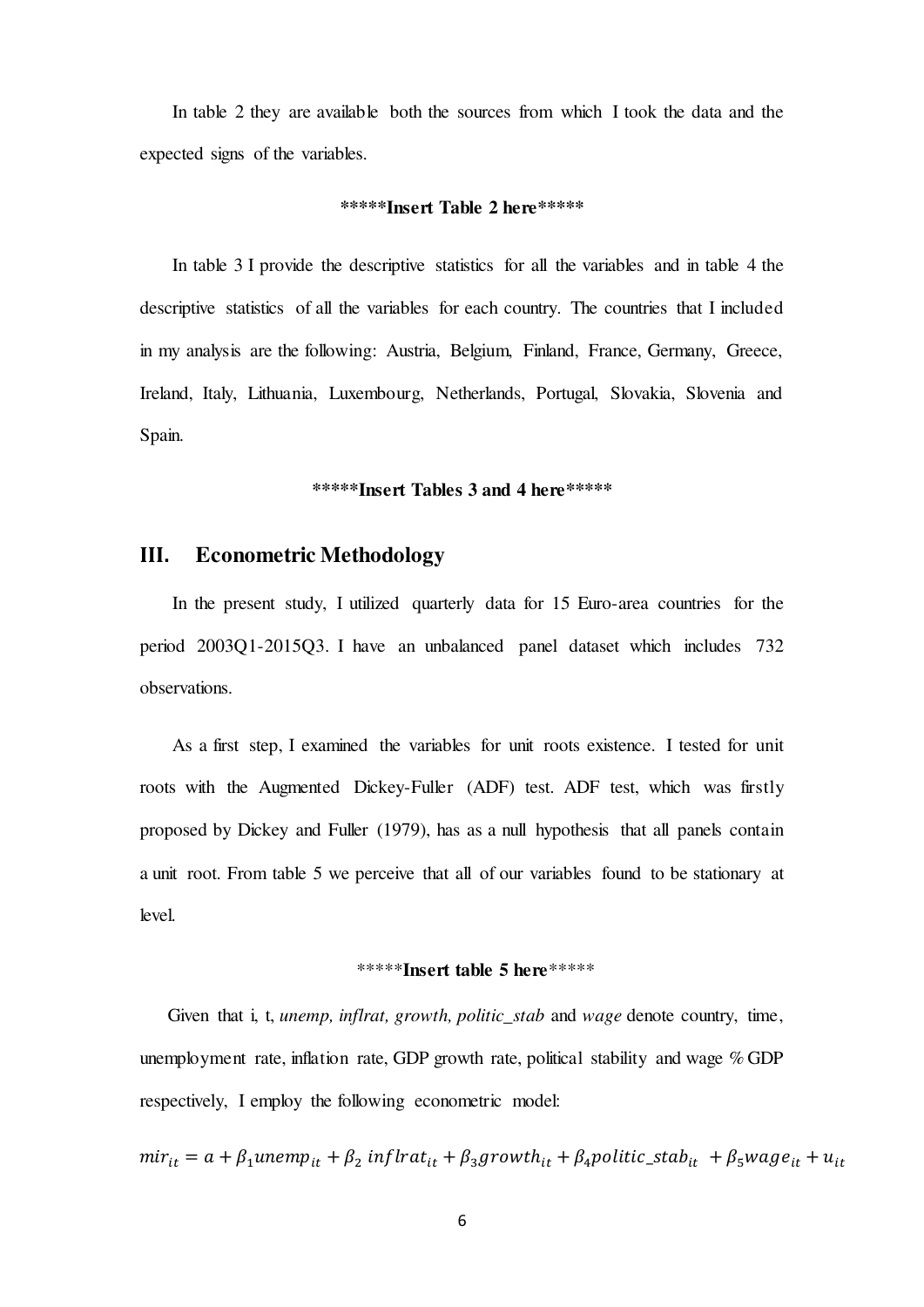In table 2 they are available both the sources from which I took the data and the expected signs of the variables.

**\*\*\*\*\*Insert Table 2 here\*\*\*\*\***

In table 3 I provide the descriptive statistics for all the variables and in table 4 the descriptive statistics of all the variables for each country. The countries that I included in my analysis are the following: Austria, Belgium, Finland, France, Germany, Greece, Ireland, Italy, Lithuania, Luxembourg, Netherlands, Portugal, Slovakia, Slovenia and Spain.

**\*\*\*\*\*Insert Tables 3 and 4 here\*\*\*\*\***

## III. Econometric Methodology

In the present study, I utilized quarterly data for 15 Euro-area countries for the period 2003Q1-2015Q3. I have an unbalanced panel dataset which includes 732 observations.

As a first step, I examined the variables for unit roots existence. I tested for unit roots with the Augmented Dickey-Fuller (ADF) test. ADF test, which was firstly proposed by Dickey and Fuller (1979), has as a null hypothesis that all panels contain a unit root. From table 5 we perceive that all of our variables found to be stationary at level.

\*\*\*\*\***Insert table 5 here**\*\*\*\*\*

Given that i, t, *unemp, inflrat, growth, politic_stab* and *wage* denote country, time, unemployment rate, inflation rate, GDP growth rate, political stability and wage % GDP respectively, I employ the following econometric model:

$$mir_{it} = a + \beta_1 unemp_{it} + \beta_2\, inflrat_{it} + \beta_3 growth_{it} + \beta_4 politic\_stab_{it} + \beta_5 wage_{it} + u_{it}$$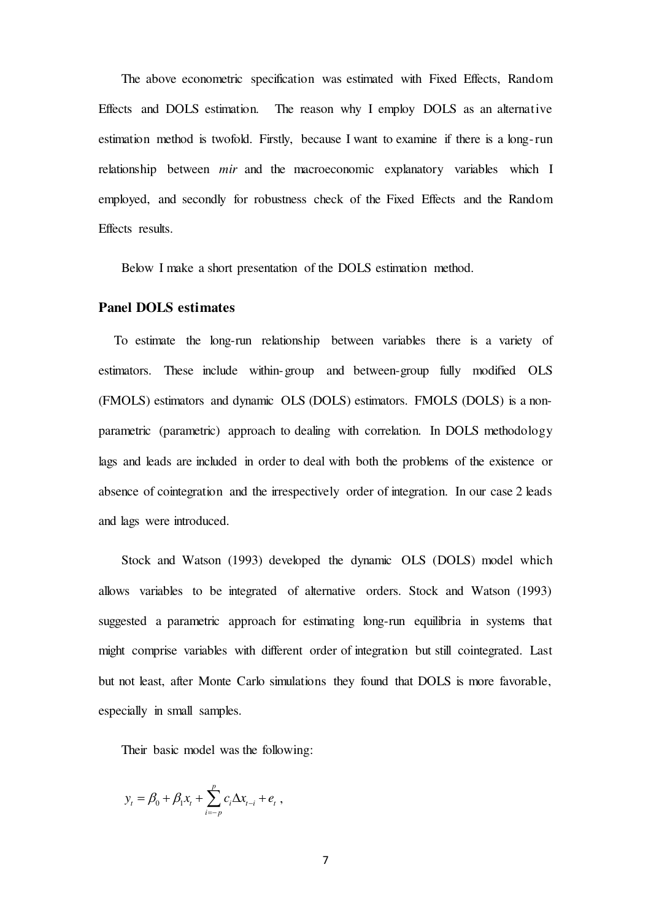The above econometric specification was estimated with Fixed Effects, Random Effects and DOLS estimation. The reason why I employ DOLS as an alternative estimation method is twofold. Firstly, because I want to examine if there is a long-run relationship between *mir* and the macroeconomic explanatory variables which I employed, and secondly for robustness check of the Fixed Effects and the Random Effects results.

Below I make a short presentation of the DOLS estimation method.

### Panel DOLS estimates

To estimate the long-run relationship between variables there is a variety of estimators. These include within-group and between-group fully modified OLS (FMOLS) estimators and dynamic OLS (DOLS) estimators. FMOLS (DOLS) is a non-parametric (parametric) approach to dealing with correlation. In DOLS methodology lags and leads are included in order to deal with both the problems of the existence or absence of cointegration and the irrespectively order of integration. In our case 2 leads and lags were introduced.

Stock and Watson (1993) developed the dynamic OLS (DOLS) model which allows variables to be integrated of alternative orders. Stock and Watson (1993) suggested a parametric approach for estimating long-run equilibria in systems that might comprise variables with different order of integration but still cointegrated. Last but not least, after Monte Carlo simulations they found that DOLS is more favorable, especially in small samples.

Their basic model was the following:

$$y_t = \beta_0 + \beta_1 x_t + \sum_{i=-p}^{p} c_i \Delta x_{t-i} + e_t \ ,$$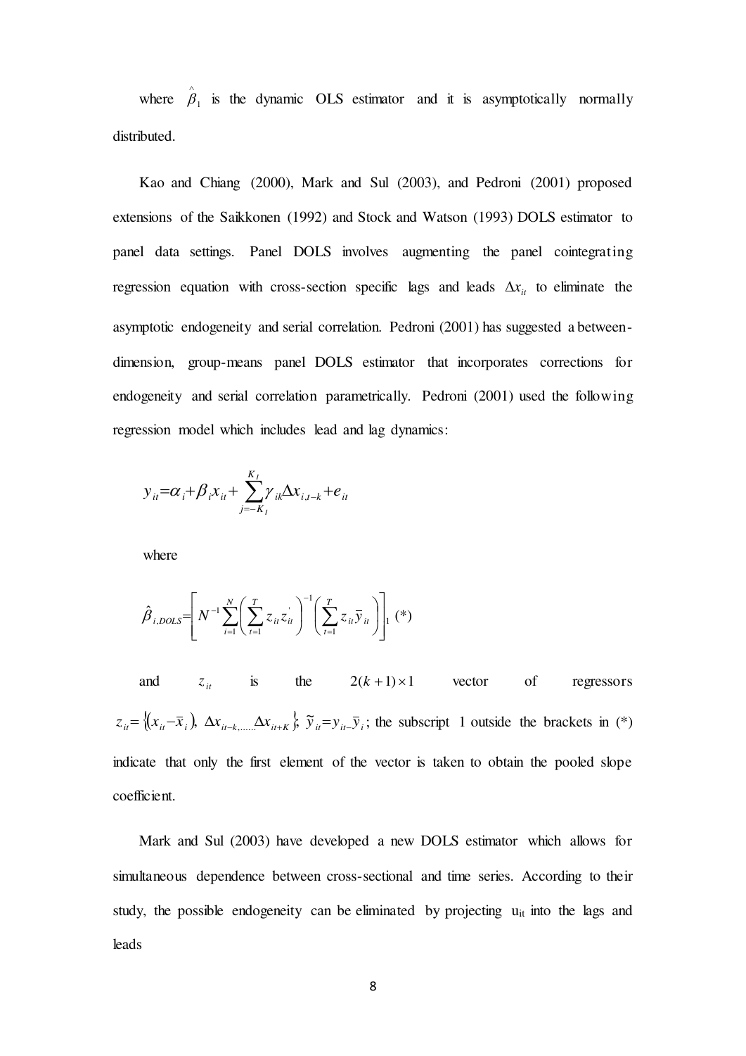where $\hat{\beta}_1$ is the dynamic OLS estimator and it is asymptotically normally distributed.

Kao and Chiang (2000), Mark and Sul (2003), and Pedroni (2001) proposed extensions of the Saikkonen (1992) and Stock and Watson (1993) DOLS estimator to panel data settings. Panel DOLS involves augmenting the panel cointegrating regression equation with cross-section specific lags and leads $\Delta x_{it}$ to eliminate the asymptotic endogeneity and serial correlation. Pedroni (2001) has suggested a between-dimension, group-means panel DOLS estimator that incorporates corrections for endogeneity and serial correlation parametrically. Pedroni (2001) used the following regression model which includes lead and lag dynamics:

$$y_{it}=\alpha_i+\beta_i x_{it}+\sum_{j=-K_I}^{K_I}\gamma_{ik}\Delta x_{i,t-k}+e_{it}$$

where

$$\hat{\beta}_{i,DOLS}=\left[N^{-1}\sum_{i=1}^{N}\left(\sum_{t=1}^{T}z_{it}z_{it}^{'}\right)^{-1}\left(\sum_{t=1}^{T}z_{it}\overline{y}_{it}\right)\right]_1 \text{ (*)}$$

and $z_{it}$ is the $2(k+1)\times 1$ vector of regressors $z_{it}=\{(x_{it}-\overline{x}_i),\ \Delta x_{it-k,\ldots\ldots}\Delta x_{it+K}\}$; $\widetilde{y}_{it}=y_{it-}\overline{y}_i$; the subscript 1 outside the brackets in (*) indicate that only the first element of the vector is taken to obtain the pooled slope coefficient.

Mark and Sul (2003) have developed a new DOLS estimator which allows for simultaneous dependence between cross-sectional and time series. According to their study, the possible endogeneity can be eliminated by projecting $u_{it}$ into the lags and leads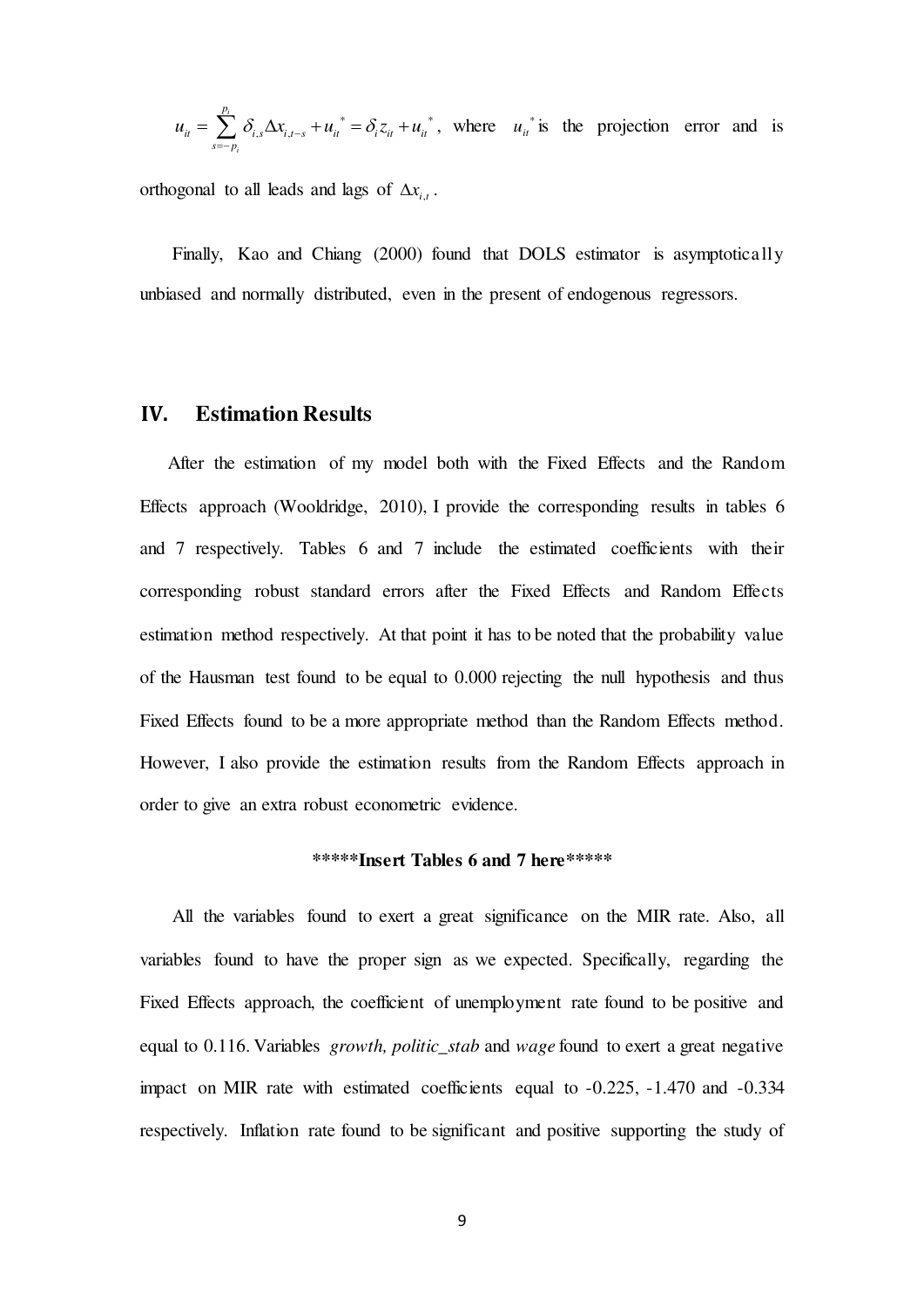$u_{it} = \sum_{s=-p_i}^{p_i} \delta_{i,s} \Delta x_{i,t-s} + u_{it}^{*} = \delta_i z_{it} + u_{it}^{*}$, where $u_{it}^{*}$ is the projection error and is orthogonal to all leads and lags of $\Delta x_{i,t}$.

Finally, Kao and Chiang (2000) found that DOLS estimator is asymptotically unbiased and normally distributed, even in the present of endogenous regressors.

## IV. Estimation Results

After the estimation of my model both with the Fixed Effects and the Random Effects approach (Wooldridge, 2010), I provide the corresponding results in tables 6 and 7 respectively. Tables 6 and 7 include the estimated coefficients with their corresponding robust standard errors after the Fixed Effects and Random Effects estimation method respectively. At that point it has to be noted that the probability value of the Hausman test found to be equal to 0.000 rejecting the null hypothesis and thus Fixed Effects found to be a more appropriate method than the Random Effects method. However, I also provide the estimation results from the Random Effects approach in order to give an extra robust econometric evidence.

**\*\*\*\*\*Insert Tables 6 and 7 here\*\*\*\*\***

All the variables found to exert a great significance on the MIR rate. Also, all variables found to have the proper sign as we expected. Specifically, regarding the Fixed Effects approach, the coefficient of unemployment rate found to be positive and equal to 0.116. Variables *growth, politic_stab* and *wage* found to exert a great negative impact on MIR rate with estimated coefficients equal to -0.225, -1.470 and -0.334 respectively. Inflation rate found to be significant and positive supporting the study of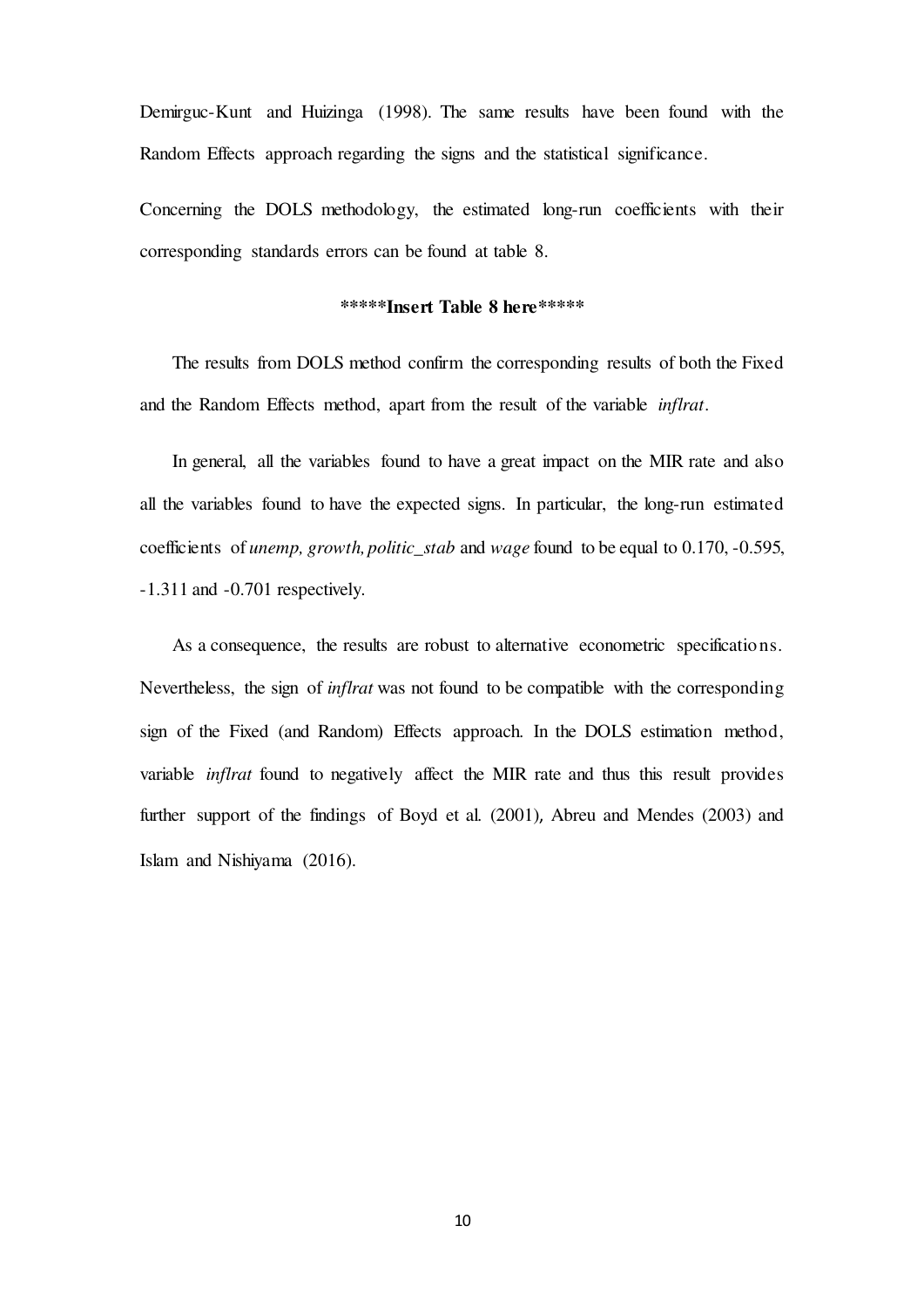Demirguc-Kunt and Huizinga (1998). The same results have been found with the Random Effects approach regarding the signs and the statistical significance.

Concerning the DOLS methodology, the estimated long-run coefficients with their corresponding standards errors can be found at table 8.

**\*\*\*\*\*Insert Table 8 here\*\*\*\*\***

The results from DOLS method confirm the corresponding results of both the Fixed and the Random Effects method, apart from the result of the variable *inflrat*.

In general, all the variables found to have a great impact on the MIR rate and also all the variables found to have the expected signs. In particular, the long-run estimated coefficients of *unemp, growth, politic_stab* and *wage* found to be equal to 0.170, -0.595, -1.311 and -0.701 respectively.

As a consequence, the results are robust to alternative econometric specifications. Nevertheless, the sign of *inflrat* was not found to be compatible with the corresponding sign of the Fixed (and Random) Effects approach. In the DOLS estimation method, variable *inflrat* found to negatively affect the MIR rate and thus this result provides further support of the findings of Boyd et al. (2001), Abreu and Mendes (2003) and Islam and Nishiyama (2016).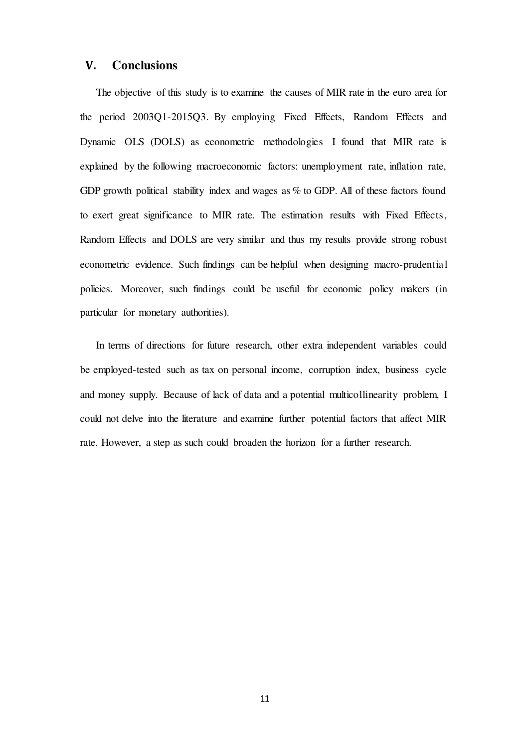## V. Conclusions

The objective of this study is to examine the causes of MIR rate in the euro area for the period 2003Q1-2015Q3. By employing Fixed Effects, Random Effects and Dynamic OLS (DOLS) as econometric methodologies I found that MIR rate is explained by the following macroeconomic factors: unemployment rate, inflation rate, GDP growth political stability index and wages as % to GDP. All of these factors found to exert great significance to MIR rate. The estimation results with Fixed Effects, Random Effects and DOLS are very similar and thus my results provide strong robust econometric evidence. Such findings can be helpful when designing macro-prudential policies. Moreover, such findings could be useful for economic policy makers (in particular for monetary authorities).

In terms of directions for future research, other extra independent variables could be employed-tested such as tax on personal income, corruption index, business cycle and money supply. Because of lack of data and a potential multicollinearity problem, I could not delve into the literature and examine further potential factors that affect MIR rate. However, a step as such could broaden the horizon for a further research.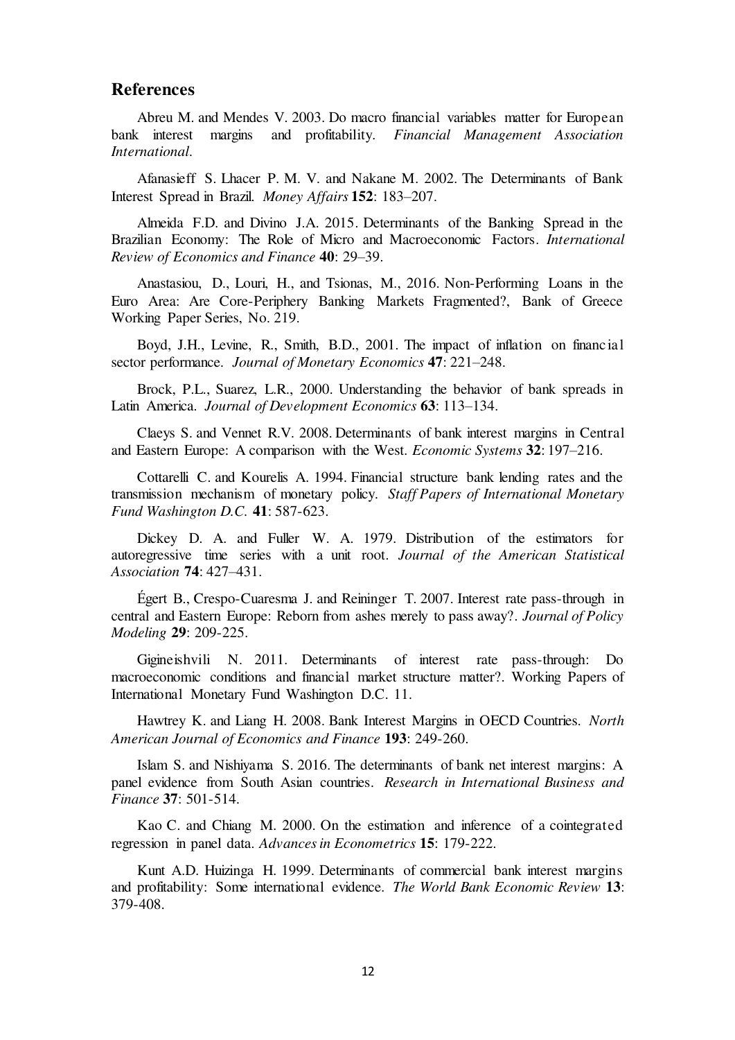## References

Abreu M. and Mendes V. 2003. Do macro financial variables matter for European bank interest margins and profitability. *Financial Management Association International*.

Afanasieff S. Lhacer P. M. V. and Nakane M. 2002. The Determinants of Bank Interest Spread in Brazil. *Money Affairs* **152**: 183–207.

Almeida F.D. and Divino J.A. 2015. Determinants of the Banking Spread in the Brazilian Economy: The Role of Micro and Macroeconomic Factors. *International Review of Economics and Finance* **40**: 29–39.

Anastasiou, D., Louri, H., and Tsionas, M., 2016. Non-Performing Loans in the Euro Area: Are Core-Periphery Banking Markets Fragmented?, Bank of Greece Working Paper Series, No. 219.

Boyd, J.H., Levine, R., Smith, B.D., 2001. The impact of inflation on financial sector performance. *Journal of Monetary Economics* **47**: 221–248.

Brock, P.L., Suarez, L.R., 2000. Understanding the behavior of bank spreads in Latin America. *Journal of Development Economics* **63**: 113–134.

Claeys S. and Vennet R.V. 2008. Determinants of bank interest margins in Central and Eastern Europe: A comparison with the West. *Economic Systems* **32**: 197–216.

Cottarelli C. and Kourelis A. 1994. Financial structure bank lending rates and the transmission mechanism of monetary policy. *Staff Papers of International Monetary Fund Washington D.C.* **41**: 587-623.

Dickey D. A. and Fuller W. A. 1979. Distribution of the estimators for autoregressive time series with a unit root. *Journal of the American Statistical Association* **74**: 427–431.

Égert B., Crespo-Cuaresma J. and Reininger T. 2007. Interest rate pass-through in central and Eastern Europe: Reborn from ashes merely to pass away?. *Journal of Policy Modeling* **29**: 209-225.

Gigineishvili N. 2011. Determinants of interest rate pass-through: Do macroeconomic conditions and financial market structure matter?. Working Papers of International Monetary Fund Washington D.C. 11.

Hawtrey K. and Liang H. 2008. Bank Interest Margins in OECD Countries. *North American Journal of Economics and Finance* **193**: 249-260.

Islam S. and Nishiyama S. 2016. The determinants of bank net interest margins: A panel evidence from South Asian countries. *Research in International Business and Finance* **37**: 501-514.

Kao C. and Chiang M. 2000. On the estimation and inference of a cointegrated regression in panel data. *Advances in Econometrics* **15**: 179-222.

Kunt A.D. Huizinga H. 1999. Determinants of commercial bank interest margins and profitability: Some international evidence. *The World Bank Economic Review* **13**: 379-408.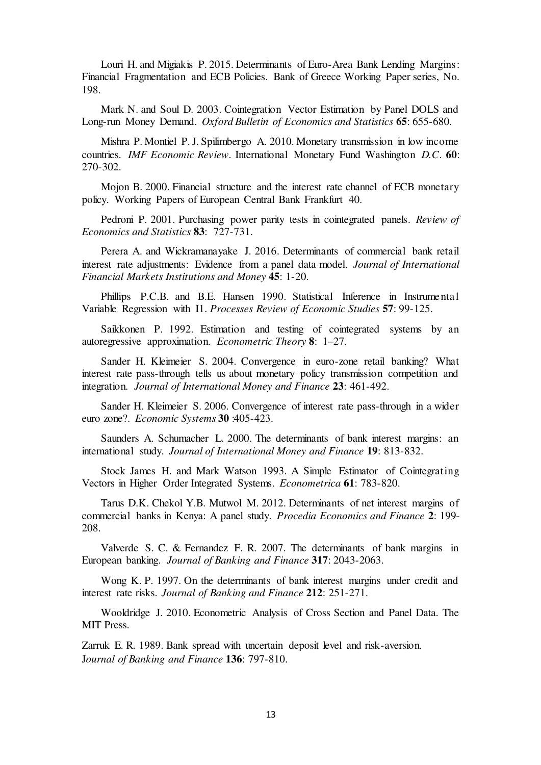Louri H. and Migiakis P. 2015. Determinants of Euro-Area Bank Lending Margins: Financial Fragmentation and ECB Policies. Bank of Greece Working Paper series, No. 198.

Mark N. and Soul D. 2003. Cointegration Vector Estimation by Panel DOLS and Long-run Money Demand. *Oxford Bulletin of Economics and Statistics* **65**: 655-680.

Mishra P. Montiel P. J. Spilimbergo A. 2010. Monetary transmission in low income countries. *IMF Economic Review*. International Monetary Fund Washington *D.C*. **60**: 270-302.

Mojon B. 2000. Financial structure and the interest rate channel of ECB monetary policy. Working Papers of European Central Bank Frankfurt 40.

Pedroni P. 2001. Purchasing power parity tests in cointegrated panels. *Review of Economics and Statistics* **83**: 727-731.

Perera A. and Wickramanayake J. 2016. Determinants of commercial bank retail interest rate adjustments: Evidence from a panel data model. *Journal of International Financial Markets Institutions and Money* **45**: 1-20.

Phillips P.C.B. and B.E. Hansen 1990. Statistical Inference in Instrumental Variable Regression with I1. *Processes Review of Economic Studies* **57**: 99-125.

Saikkonen P. 1992. Estimation and testing of cointegrated systems by an autoregressive approximation. *Econometric Theory* **8**: 1–27.

Sander H. Kleimeier S. 2004. Convergence in euro-zone retail banking? What interest rate pass-through tells us about monetary policy transmission competition and integration. *Journal of International Money and Finance* **23**: 461-492.

Sander H. Kleimeier S. 2006. Convergence of interest rate pass-through in a wider euro zone?. *Economic Systems* **30** :405-423.

Saunders A. Schumacher L. 2000. The determinants of bank interest margins: an international study. *Journal of International Money and Finance* **19**: 813-832.

Stock James H. and Mark Watson 1993. A Simple Estimator of Cointegrating Vectors in Higher Order Integrated Systems. *Econometrica* **61**: 783-820.

Tarus D.K. Chekol Y.B. Mutwol M. 2012. Determinants of net interest margins of commercial banks in Kenya: A panel study. *Procedia Economics and Finance* **2**: 199-208.

Valverde S. C. & Fernandez F. R. 2007. The determinants of bank margins in European banking. *Journal of Banking and Finance* **317**: 2043-2063.

Wong K. P. 1997. On the determinants of bank interest margins under credit and interest rate risks. *Journal of Banking and Finance* **212**: 251-271.

Wooldridge J. 2010. Econometric Analysis of Cross Section and Panel Data. The MIT Press.

Zarruk E. R. 1989. Bank spread with uncertain deposit level and risk-aversion. J*ournal of Banking and Finance* **136**: 797-810.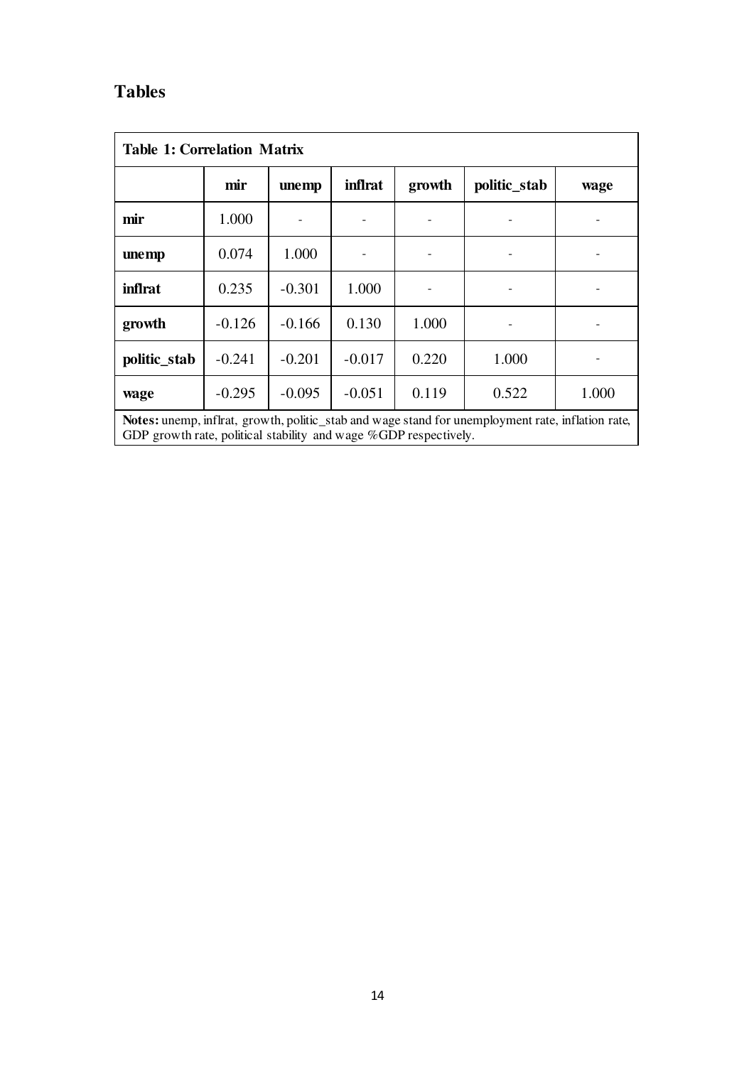# Tables

**Table 1: Correlation Matrix**

| | mir | unemp | inflrat | growth | politic_stab | wage |
|---|---|---|---|---|---|---|
| **mir** | 1.000 | - | - | - | - | - |
| **unemp** | 0.074 | 1.000 | - | - | - | - |
| **inflrat** | 0.235 | -0.301 | 1.000 | - | - | - |
| **growth** | -0.126 | -0.166 | 0.130 | 1.000 | - | - |
| **politic_stab** | -0.241 | -0.201 | -0.017 | 0.220 | 1.000 | - |
| **wage** | -0.295 | -0.095 | -0.051 | 0.119 | 0.522 | 1.000 |

**Notes:** unemp, inflrat, growth, politic_stab and wage stand for unemployment rate, inflation rate, GDP growth rate, political stability and wage %GDP respectively.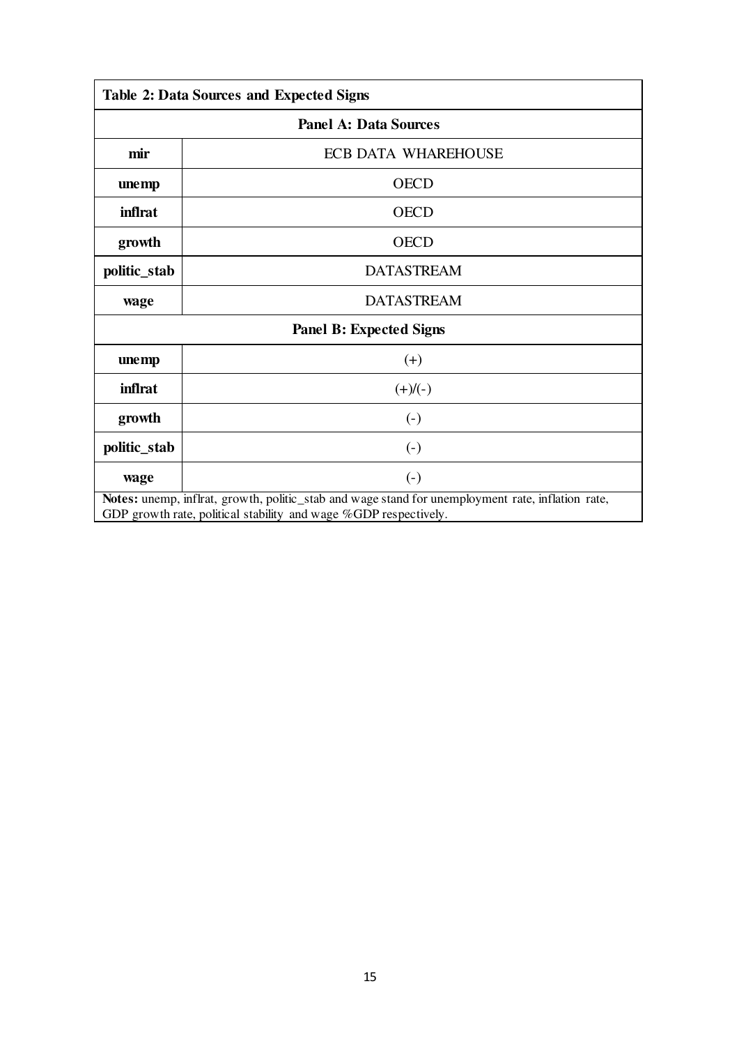**Table 2: Data Sources and Expected Signs**

| **Panel A: Data Sources** | |
|---|---|
| **mir** | ECB DATA WHAREHOUSE |
| **unemp** | OECD |
| **inflrat** | OECD |
| **growth** | OECD |
| **politic_stab** | DATASTREAM |
| **wage** | DATASTREAM |
| **Panel B: Expected Signs** | |
| **unemp** | (+) |
| **inflrat** | (+)/(-) |
| **growth** | (-) |
| **politic_stab** | (-) |
| **wage** | (-) |

**Notes:** unemp, inflrat, growth, politic_stab and wage stand for unemployment rate, inflation rate, GDP growth rate, political stability and wage %GDP respectively.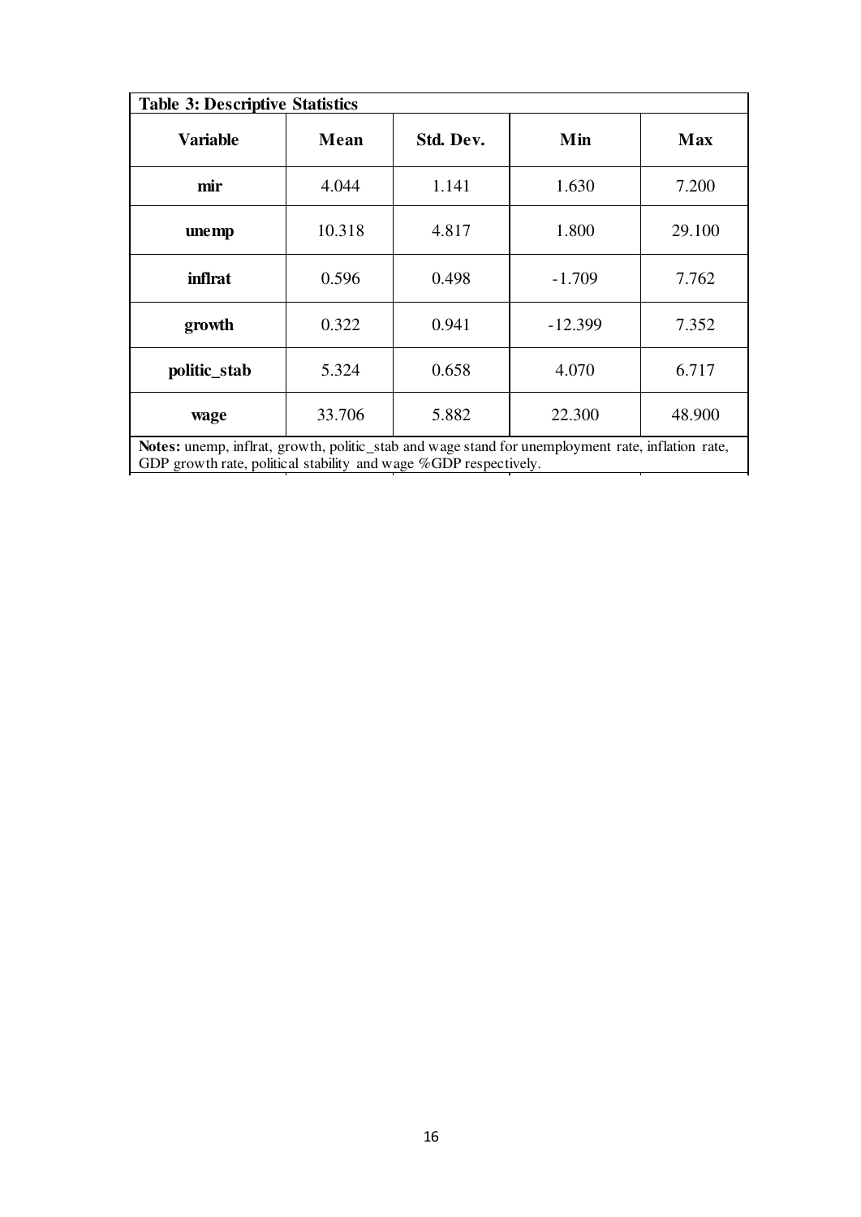**Table 3: Descriptive Statistics**

| Variable | Mean | Std. Dev. | Min | Max |
|---|---|---|---|---|
| **mir** | 4.044 | 1.141 | 1.630 | 7.200 |
| **unemp** | 10.318 | 4.817 | 1.800 | 29.100 |
| **inflrat** | 0.596 | 0.498 | -1.709 | 7.762 |
| **growth** | 0.322 | 0.941 | -12.399 | 7.352 |
| **politic_stab** | 5.324 | 0.658 | 4.070 | 6.717 |
| **wage** | 33.706 | 5.882 | 22.300 | 48.900 |

**Notes:** unemp, inflrat, growth, politic_stab and wage stand for unemployment rate, inflation rate, GDP growth rate, political stability and wage %GDP respectively.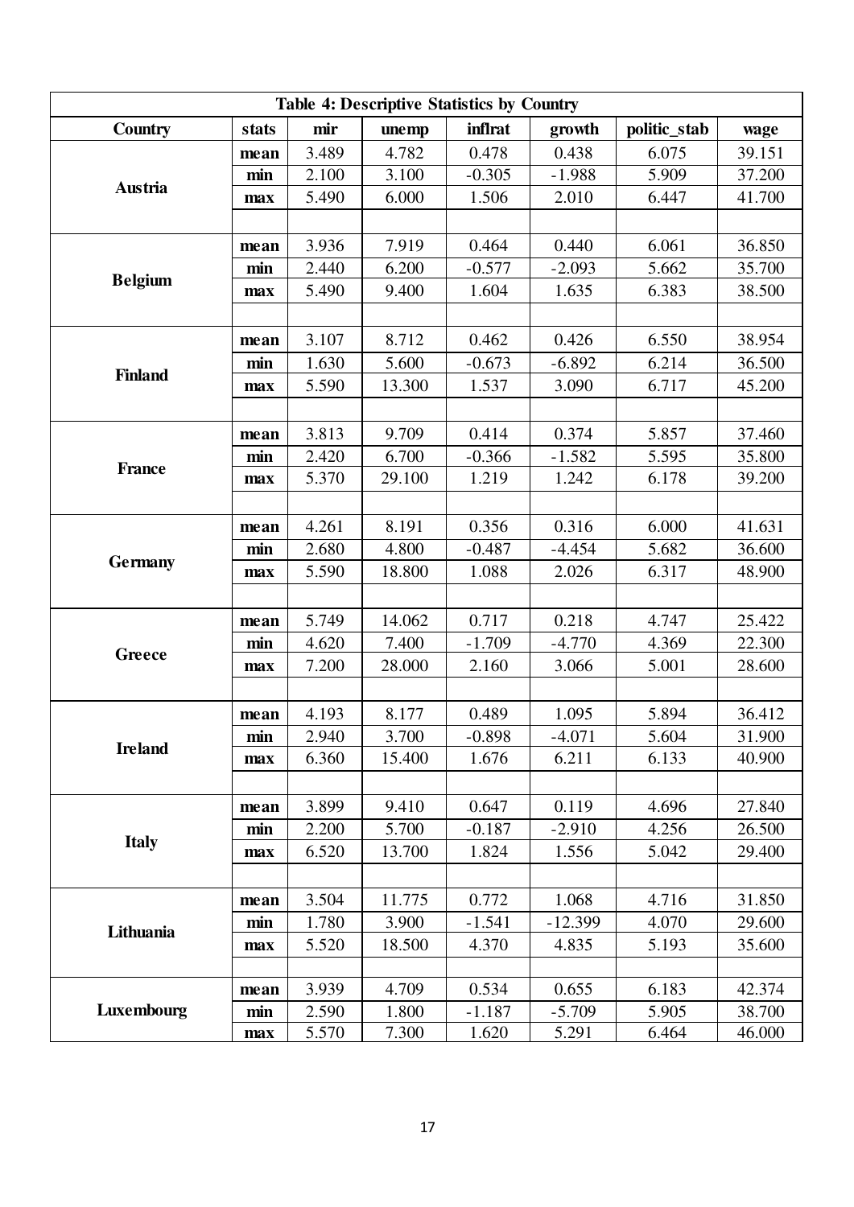**Table 4: Descriptive Statistics by Country**

| Country | stats | mir | unemp | inflrat | growth | politic_stab | wage |
|---|---|---|---|---|---|---|---|
| Austria | mean | 3.489 | 4.782 | 0.478 | 0.438 | 6.075 | 39.151 |
| | min | 2.100 | 3.100 | -0.305 | -1.988 | 5.909 | 37.200 |
| | max | 5.490 | 6.000 | 1.506 | 2.010 | 6.447 | 41.700 |
| Belgium | mean | 3.936 | 7.919 | 0.464 | 0.440 | 6.061 | 36.850 |
| | min | 2.440 | 6.200 | -0.577 | -2.093 | 5.662 | 35.700 |
| | max | 5.490 | 9.400 | 1.604 | 1.635 | 6.383 | 38.500 |
| Finland | mean | 3.107 | 8.712 | 0.462 | 0.426 | 6.550 | 38.954 |
| | min | 1.630 | 5.600 | -0.673 | -6.892 | 6.214 | 36.500 |
| | max | 5.590 | 13.300 | 1.537 | 3.090 | 6.717 | 45.200 |
| France | mean | 3.813 | 9.709 | 0.414 | 0.374 | 5.857 | 37.460 |
| | min | 2.420 | 6.700 | -0.366 | -1.582 | 5.595 | 35.800 |
| | max | 5.370 | 29.100 | 1.219 | 1.242 | 6.178 | 39.200 |
| Germany | mean | 4.261 | 8.191 | 0.356 | 0.316 | 6.000 | 41.631 |
| | min | 2.680 | 4.800 | -0.487 | -4.454 | 5.682 | 36.600 |
| | max | 5.590 | 18.800 | 1.088 | 2.026 | 6.317 | 48.900 |
| Greece | mean | 5.749 | 14.062 | 0.717 | 0.218 | 4.747 | 25.422 |
| | min | 4.620 | 7.400 | -1.709 | -4.770 | 4.369 | 22.300 |
| | max | 7.200 | 28.000 | 2.160 | 3.066 | 5.001 | 28.600 |
| Ireland | mean | 4.193 | 8.177 | 0.489 | 1.095 | 5.894 | 36.412 |
| | min | 2.940 | 3.700 | -0.898 | -4.071 | 5.604 | 31.900 |
| | max | 6.360 | 15.400 | 1.676 | 6.211 | 6.133 | 40.900 |
| Italy | mean | 3.899 | 9.410 | 0.647 | 0.119 | 4.696 | 27.840 |
| | min | 2.200 | 5.700 | -0.187 | -2.910 | 4.256 | 26.500 |
| | max | 6.520 | 13.700 | 1.824 | 1.556 | 5.042 | 29.400 |
| Lithuania | mean | 3.504 | 11.775 | 0.772 | 1.068 | 4.716 | 31.850 |
| | min | 1.780 | 3.900 | -1.541 | -12.399 | 4.070 | 29.600 |
| | max | 5.520 | 18.500 | 4.370 | 4.835 | 5.193 | 35.600 |
| Luxembourg | mean | 3.939 | 4.709 | 0.534 | 0.655 | 6.183 | 42.374 |
| | min | 2.590 | 1.800 | -1.187 | -5.709 | 5.905 | 38.700 |
| | max | 5.570 | 7.300 | 1.620 | 5.291 | 6.464 | 46.000 |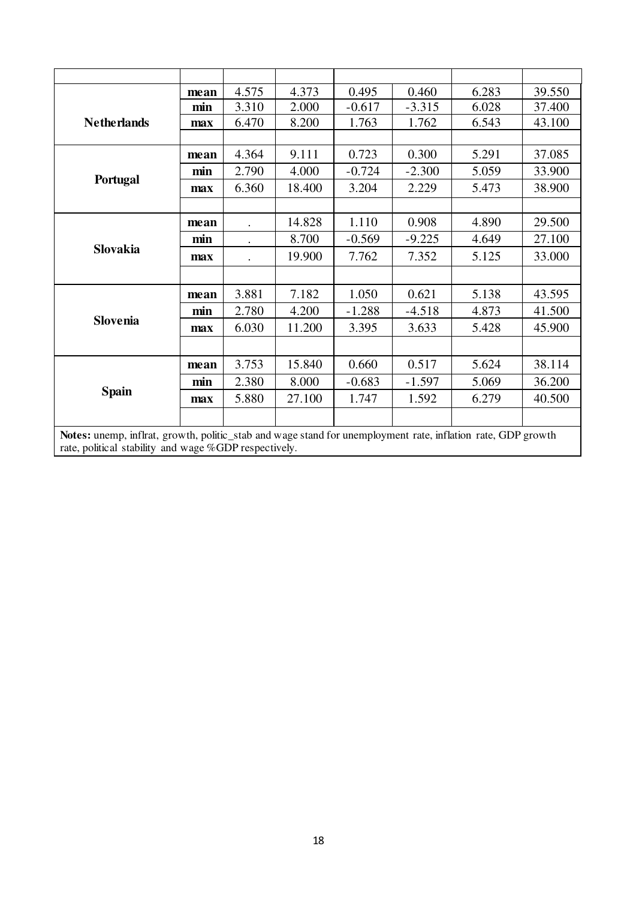| | | | | | | | |
|---|---|---|---|---|---|---|---|
| **Netherlands** | **mean** | 4.575 | 4.373 | 0.495 | 0.460 | 6.283 | 39.550 |
| | **min** | 3.310 | 2.000 | -0.617 | -3.315 | 6.028 | 37.400 |
| | **max** | 6.470 | 8.200 | 1.763 | 1.762 | 6.543 | 43.100 |
| | | | | | | | |
| **Portugal** | **mean** | 4.364 | 9.111 | 0.723 | 0.300 | 5.291 | 37.085 |
| | **min** | 2.790 | 4.000 | -0.724 | -2.300 | 5.059 | 33.900 |
| | **max** | 6.360 | 18.400 | 3.204 | 2.229 | 5.473 | 38.900 |
| | | | | | | | |
| **Slovakia** | **mean** | . | 14.828 | 1.110 | 0.908 | 4.890 | 29.500 |
| | **min** | . | 8.700 | -0.569 | -9.225 | 4.649 | 27.100 |
| | **max** | . | 19.900 | 7.762 | 7.352 | 5.125 | 33.000 |
| | | | | | | | |
| **Slovenia** | **mean** | 3.881 | 7.182 | 1.050 | 0.621 | 5.138 | 43.595 |
| | **min** | 2.780 | 4.200 | -1.288 | -4.518 | 4.873 | 41.500 |
| | **max** | 6.030 | 11.200 | 3.395 | 3.633 | 5.428 | 45.900 |
| | | | | | | | |
| **Spain** | **mean** | 3.753 | 15.840 | 0.660 | 0.517 | 5.624 | 38.114 |
| | **min** | 2.380 | 8.000 | -0.683 | -1.597 | 5.069 | 36.200 |
| | **max** | 5.880 | 27.100 | 1.747 | 1.592 | 6.279 | 40.500 |
| | | | | | | | |

**Notes:** unemp, inflrat, growth, politic_stab and wage stand for unemployment rate, inflation rate, GDP growth rate, political stability and wage %GDP respectively.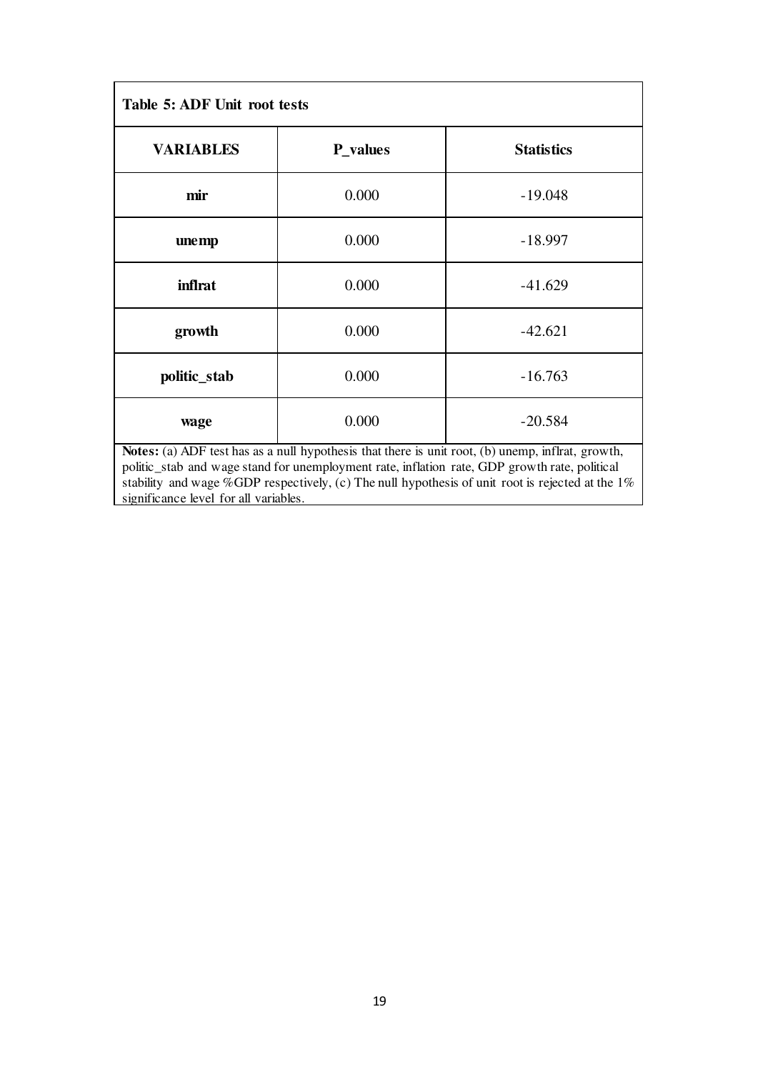**Table 5: ADF Unit root tests**

| VARIABLES | P_values | Statistics |
|---|---|---|
| **mir** | 0.000 | -19.048 |
| **unemp** | 0.000 | -18.997 |
| **inflrat** | 0.000 | -41.629 |
| **growth** | 0.000 | -42.621 |
| **politic_stab** | 0.000 | -16.763 |
| **wage** | 0.000 | -20.584 |

**Notes:** (a) ADF test has as a null hypothesis that there is unit root, (b) unemp, inflrat, growth, politic_stab and wage stand for unemployment rate, inflation rate, GDP growth rate, political stability and wage %GDP respectively, (c) The null hypothesis of unit root is rejected at the 1% significance level for all variables.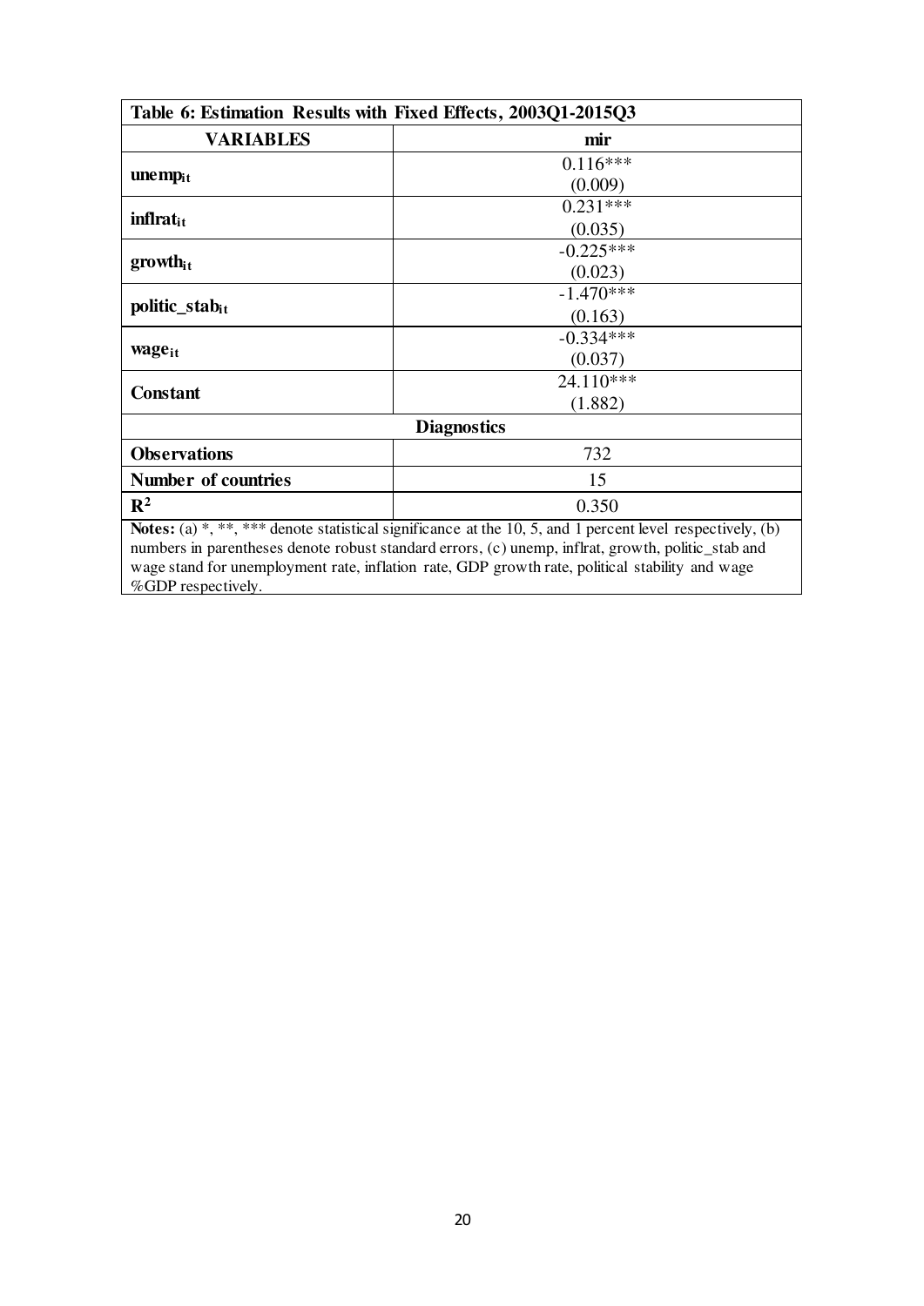| Table 6: Estimation Results with Fixed Effects, 2003Q1-2015Q3 | |
|---|---|
| **VARIABLES** | **mir** |
| **$unemp_{it}$** | 0.116***<br>(0.009) |
| **$inflrat_{it}$** | 0.231***<br>(0.035) |
| **$growth_{it}$** | -0.225***<br>(0.023) |
| **$politic\_stab_{it}$** | -1.470***<br>(0.163) |
| **$wage_{it}$** | -0.334***<br>(0.037) |
| **Constant** | 24.110***<br>(1.882) |
| **Diagnostics** | |
| **Observations** | 732 |
| **Number of countries** | 15 |
| **$R^2$** | 0.350 |

**Notes:** (a) *, **, *** denote statistical significance at the 10, 5, and 1 percent level respectively, (b) numbers in parentheses denote robust standard errors, (c) unemp, inflrat, growth, politic_stab and wage stand for unemployment rate, inflation rate, GDP growth rate, political stability and wage %GDP respectively.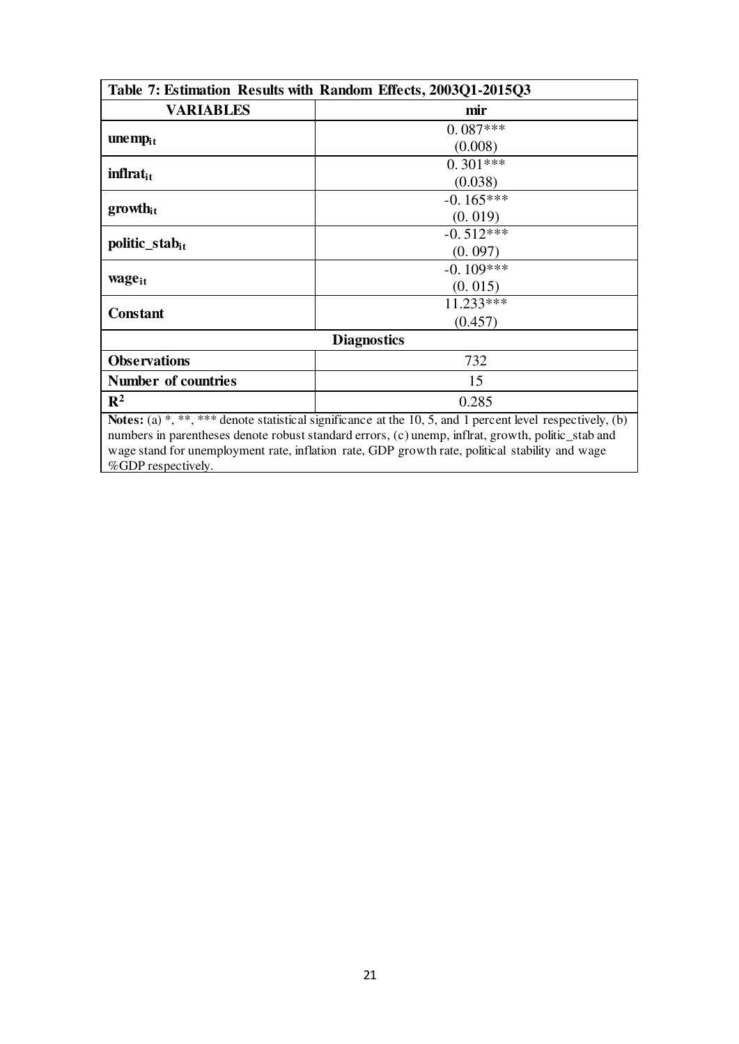| Table 7: Estimation Results with Random Effects, 2003Q1-2015Q3 | |
|---|---|
| **VARIABLES** | **mir** |
| **unemp$_{it}$** | 0. 087*** |
| | (0.008) |
| **inflrat$_{it}$** | 0. 301*** |
| | (0.038) |
| **growth$_{it}$** | -0. 165*** |
| | (0. 019) |
| **politic_stab$_{it}$** | -0. 512*** |
| | (0. 097) |
| **wage$_{it}$** | -0. 109*** |
| | (0. 015) |
| **Constant** | 11.233*** |
| | (0.457) |
| **Diagnostics** | |
| **Observations** | 732 |
| **Number of countries** | 15 |
| **$R^2$** | 0.285 |

**Notes:** (a) *, **, *** denote statistical significance at the 10, 5, and 1 percent level respectively, (b) numbers in parentheses denote robust standard errors, (c) unemp, inflrat, growth, politic_stab and wage stand for unemployment rate, inflation rate, GDP growth rate, political stability and wage %GDP respectively.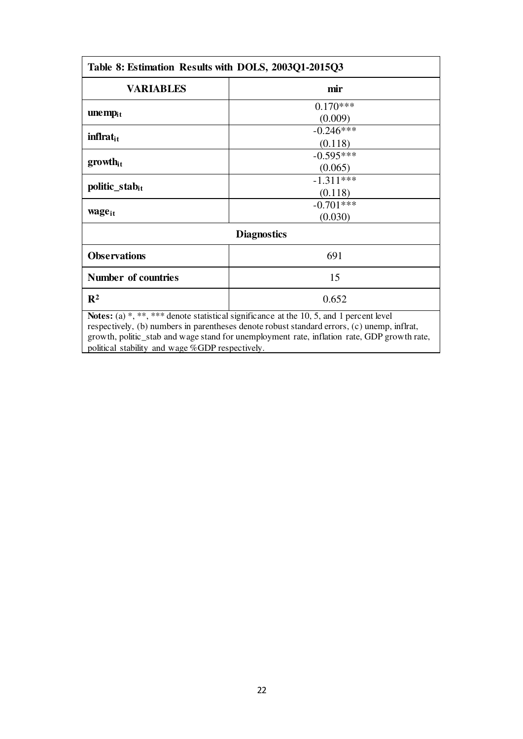| Table 8: Estimation Results with DOLS, 2003Q1-2015Q3 | |
|---|---|
| **VARIABLES** | **mir** |
| **$unemp_{it}$** | 0.170*** (0.009) |
| **$inflrat_{it}$** | -0.246*** (0.118) |
| **$growth_{it}$** | -0.595*** (0.065) |
| **$politic\_stab_{it}$** | -1.311*** (0.118) |
| **$wage_{it}$** | -0.701*** (0.030) |
| **Diagnostics** | |
| **Observations** | 691 |
| **Number of countries** | 15 |
| **$R^2$** | 0.652 |

**Notes:** (a) *, **, *** denote statistical significance at the 10, 5, and 1 percent level respectively, (b) numbers in parentheses denote robust standard errors, (c) unemp, inflrat, growth, politic_stab and wage stand for unemployment rate, inflation rate, GDP growth rate, political stability and wage %GDP respectively.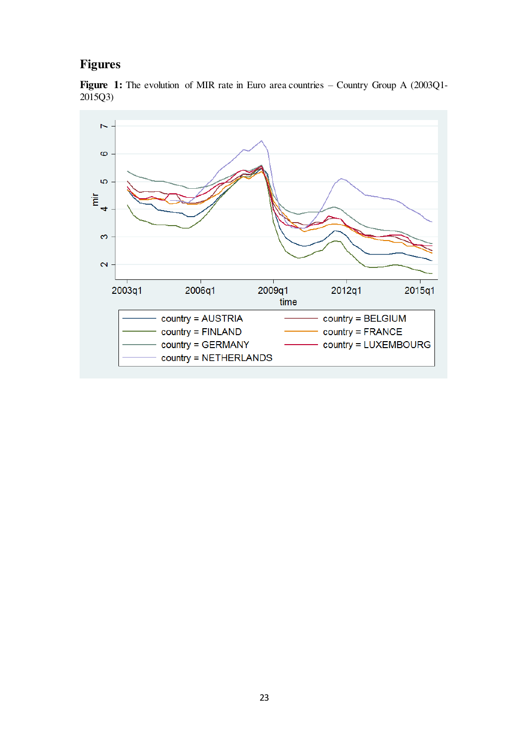# Figures

**Figure 1:** The evolution of MIR rate in Euro area countries – Country Group A (2003Q1-2015Q3)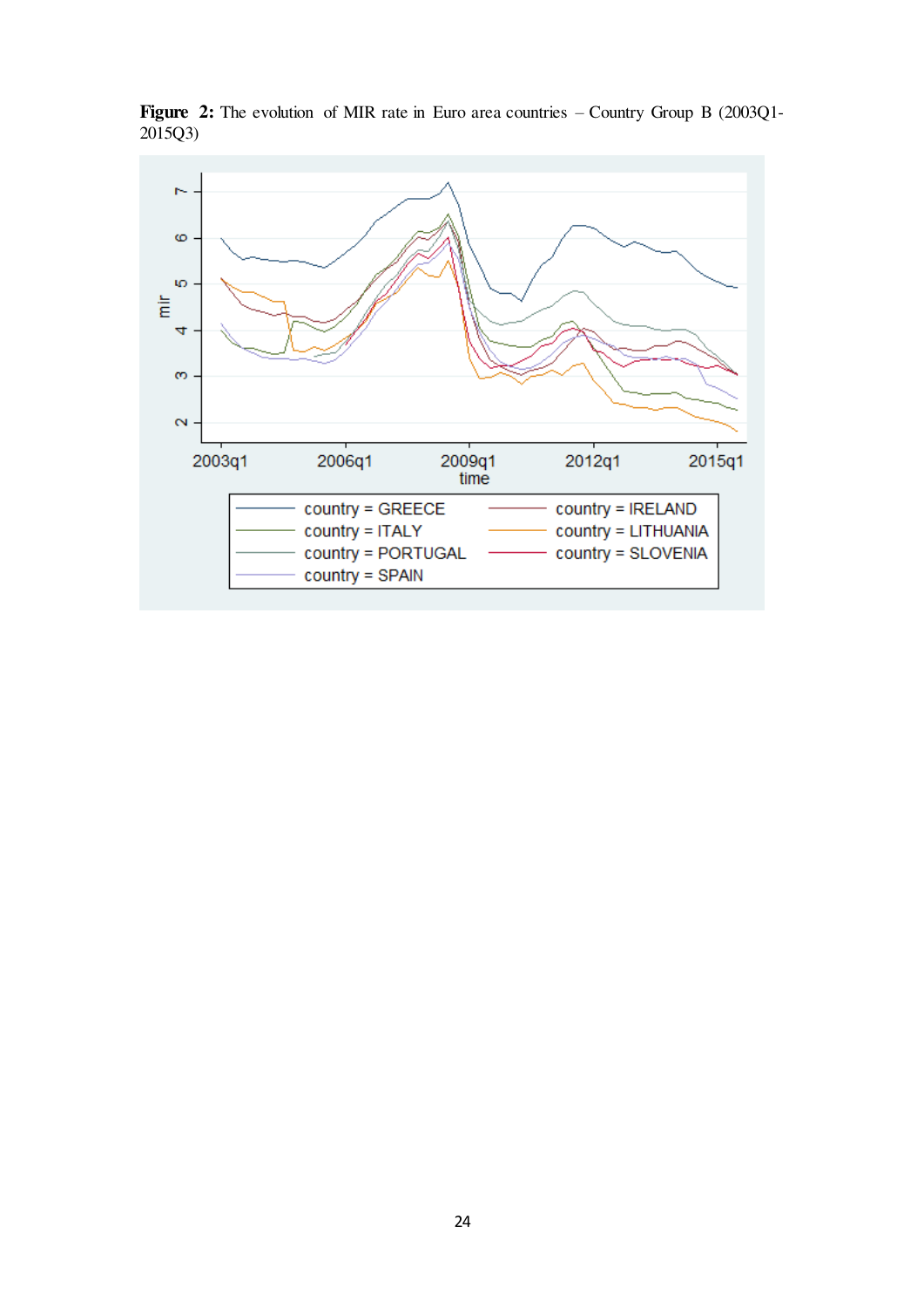**Figure 2:** The evolution of MIR rate in Euro area countries – Country Group B (2003Q1-2015Q3)

mir

7
6
5
4
3
2

2003q1
2006q1
2009q1
2012q1
2015q1

time

country = GREECE
country = IRELAND
country = ITALY
country = LITHUANIA
country = PORTUGAL
country = SLOVENIA
country = SPAIN